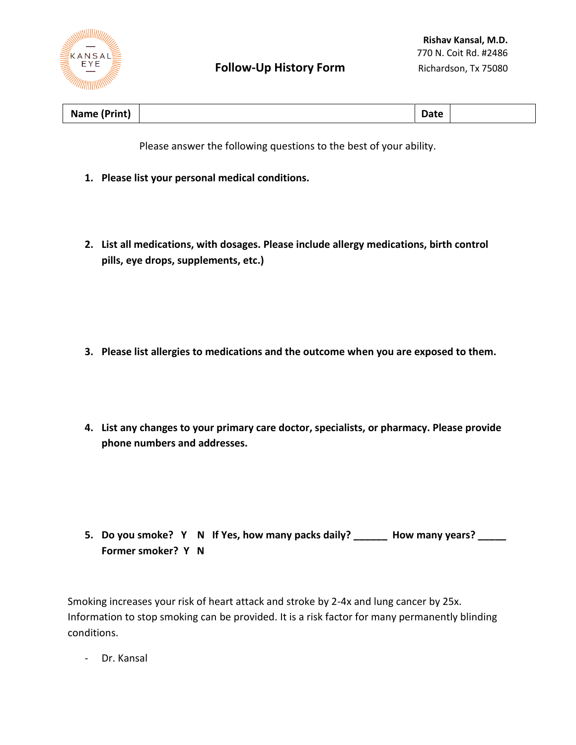KANSAL EYE

**Rishav Kansal, M.D.**
770 N. Coit Rd. #2486
Richardson, Tx 75080

# Follow-Up History Form

| **Name (Print)** | | **Date** | |
|---|---|---|---|

Please answer the following questions to the best of your ability.

1. **Please list your personal medical conditions.**

2. **List all medications, with dosages. Please include allergy medications, birth control pills, eye drops, supplements, etc.)**

3. **Please list allergies to medications and the outcome when you are exposed to them.**

4. **List any changes to your primary care doctor, specialists, or pharmacy. Please provide phone numbers and addresses.**

5. **Do you smoke? Y N If Yes, how many packs daily? ______ How many years? _____**
   **Former smoker? Y N**

Smoking increases your risk of heart attack and stroke by 2-4x and lung cancer by 25x. Information to stop smoking can be provided. It is a risk factor for many permanently blinding conditions.

- Dr. Kansal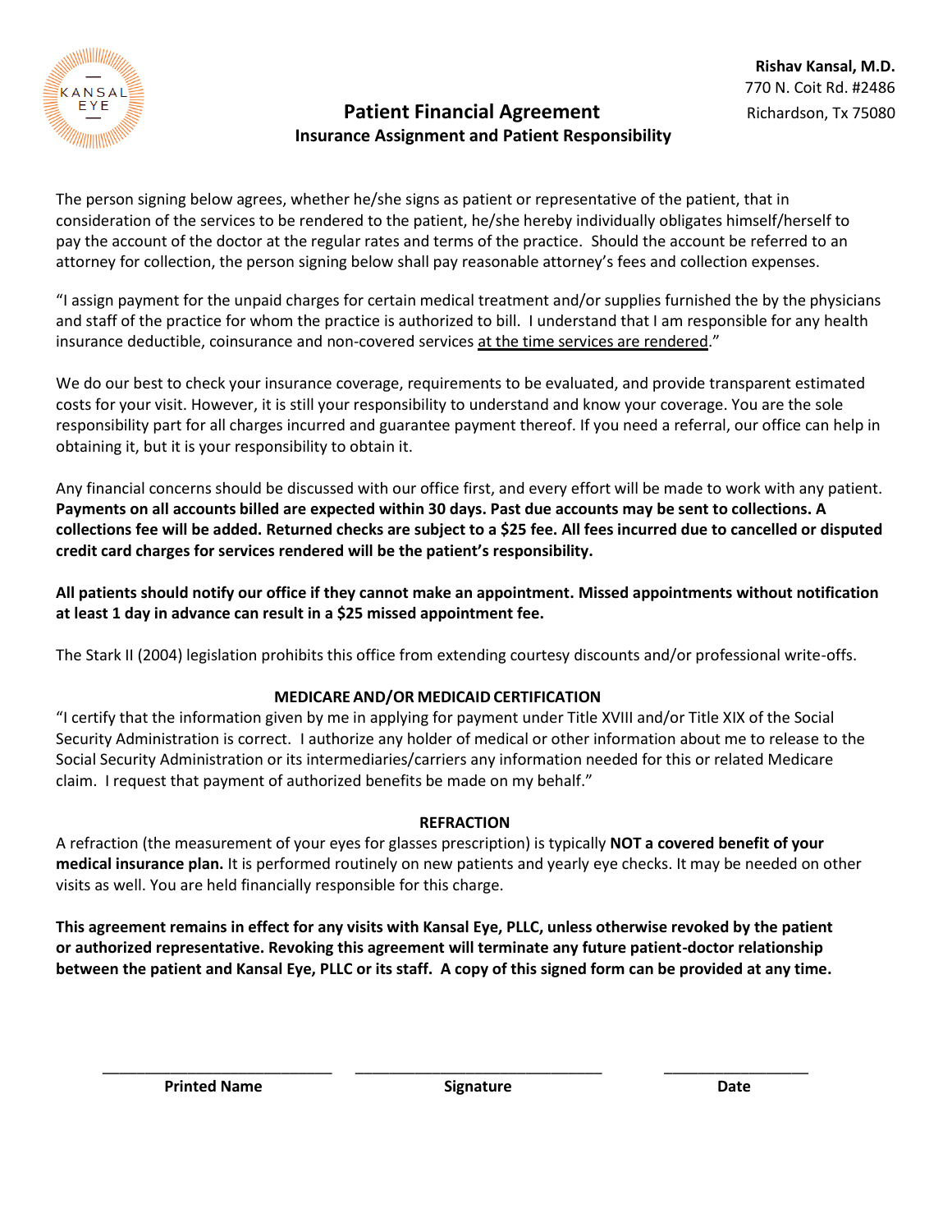**Rishav Kansal, M.D.**
770 N. Coit Rd. #2486
Richardson, Tx 75080

# Patient Financial Agreement

## Insurance Assignment and Patient Responsibility

The person signing below agrees, whether he/she signs as patient or representative of the patient, that in consideration of the services to be rendered to the patient, he/she hereby individually obligates himself/herself to pay the account of the doctor at the regular rates and terms of the practice. Should the account be referred to an attorney for collection, the person signing below shall pay reasonable attorney's fees and collection expenses.

"I assign payment for the unpaid charges for certain medical treatment and/or supplies furnished the by the physicians and staff of the practice for whom the practice is authorized to bill. I understand that I am responsible for any health insurance deductible, coinsurance and non-covered services <u>at the time services are rendered</u>."

We do our best to check your insurance coverage, requirements to be evaluated, and provide transparent estimated costs for your visit. However, it is still your responsibility to understand and know your coverage. You are the sole responsibility part for all charges incurred and guarantee payment thereof. If you need a referral, our office can help in obtaining it, but it is your responsibility to obtain it.

Any financial concerns should be discussed with our office first, and every effort will be made to work with any patient. **Payments on all accounts billed are expected within 30 days. Past due accounts may be sent to collections. A collections fee will be added. Returned checks are subject to a $25 fee. All fees incurred due to cancelled or disputed credit card charges for services rendered will be the patient's responsibility.**

**All patients should notify our office if they cannot make an appointment. Missed appointments without notification at least 1 day in advance can result in a $25 missed appointment fee.**

The Stark II (2004) legislation prohibits this office from extending courtesy discounts and/or professional write-offs.

### MEDICARE AND/OR MEDICAID CERTIFICATION

"I certify that the information given by me in applying for payment under Title XVIII and/or Title XIX of the Social Security Administration is correct. I authorize any holder of medical or other information about me to release to the Social Security Administration or its intermediaries/carriers any information needed for this or related Medicare claim. I request that payment of authorized benefits be made on my behalf."

### REFRACTION

A refraction (the measurement of your eyes for glasses prescription) is typically **NOT a covered benefit of your medical insurance plan.** It is performed routinely on new patients and yearly eye checks. It may be needed on other visits as well. You are held financially responsible for this charge.

**This agreement remains in effect for any visits with Kansal Eye, PLLC, unless otherwise revoked by the patient or authorized representative. Revoking this agreement will terminate any future patient-doctor relationship between the patient and Kansal Eye, PLLC or its staff. A copy of this signed form can be provided at any time.**

| ___________________________ | ___________________________ | ___________________ |
|---|---|---|
| **Printed Name** | **Signature** | **Date** |